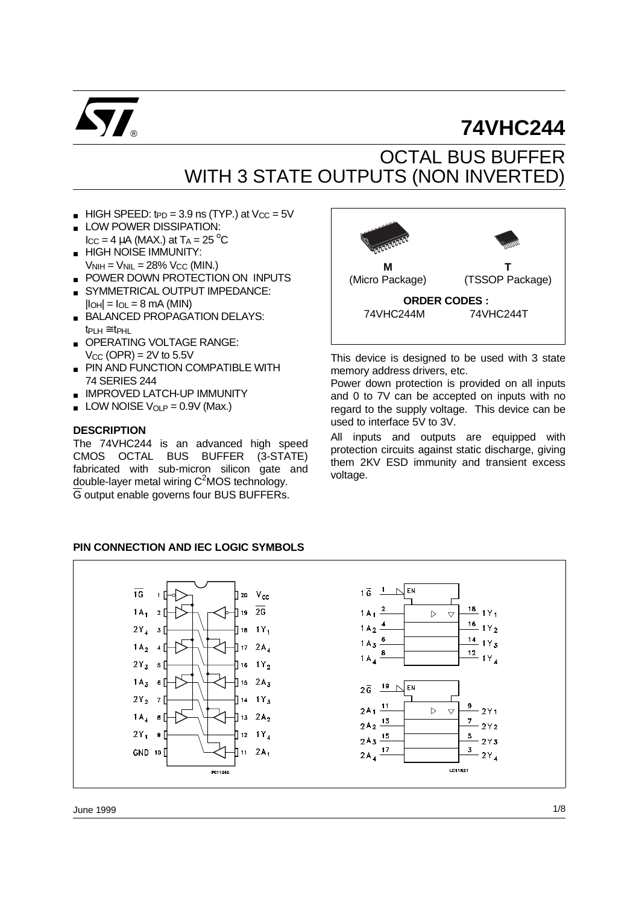# 74VHC244

## OCTAL BUS BUFFER WITH 3 STATE OUTPUTS (NON INVERTED)

- HIGH SPEED: $t_{PD}$ = 3.9 ns (TYP.) at $V_{CC}$ = 5V
- LOW POWER DISSIPATION: $I_{CC}$ = 4 μA (MAX.) at $T_A$ = 25 °C
- HIGH NOISE IMMUNITY: $V_{NIH} = V_{NIL}$ = 28% $V_{CC}$ (MIN.)
- POWER DOWN PROTECTION ON INPUTS
- SYMMETRICAL OUTPUT IMPEDANCE: $|I_{OH}| = I_{OL}$ = 8 mA (MIN)
- BALANCED PROPAGATION DELAYS: $t_{PLH} \cong t_{PHL}$
- OPERATING VOLTAGE RANGE: $V_{CC}$ (OPR) = 2V to 5.5V
- PIN AND FUNCTION COMPATIBLE WITH 74 SERIES 244
- IMPROVED LATCH-UP IMMUNITY
- LOW NOISE $V_{OLP}$ = 0.9V (Max.)

**M** (Micro Package) **T** (TSSOP Package)

**ORDER CODES :** 74VHC244M 74VHC244T

### DESCRIPTION

The 74VHC244 is an advanced high speed CMOS OCTAL BUS BUFFER (3-STATE) fabricated with sub-micron silicon gate and double-layer metal wiring $C^2MOS$ technology. $\overline{G}$ output enable governs four BUS BUFFERs.

This device is designed to be used with 3 state memory address drivers, etc.

Power down protection is provided on all inputs and 0 to 7V can be accepted on inputs with no regard to the supply voltage. This device can be used to interface 5V to 3V.

All inputs and outputs are equipped with protection circuits against static discharge, giving them 2KV ESD immunity and transient excess voltage.

### PIN CONNECTION AND IEC LOGIC SYMBOLS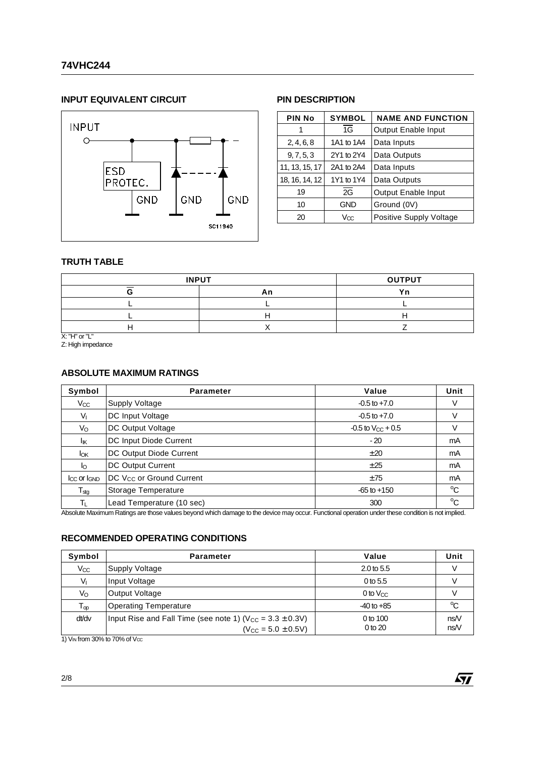## INPUT EQUIVALENT CIRCUIT

INPUT

ESD PROTEC.

GND GND GND

SC11940

## PIN DESCRIPTION

| PIN No | SYMBOL | NAME AND FUNCTION |
|---|---|---|
| 1 | $\overline{1G}$ | Output Enable Input |
| 2, 4, 6, 8 | 1A1 to 1A4 | Data Inputs |
| 9, 7, 5, 3 | 2Y1 to 2Y4 | Data Outputs |
| 11, 13, 15, 17 | 2A1 to 2A4 | Data Inputs |
| 18, 16, 14, 12 | 1Y1 to 1Y4 | Data Outputs |
| 19 | $\overline{2G}$ | Output Enable Input |
| 10 | GND | Ground (0V) |
| 20 | $V_{CC}$ | Positive Supply Voltage |

## TRUTH TABLE

| INPUT | | OUTPUT |
|---|---|---|
| $\overline{G}$ | An | Yn |
| L | L | L |
| L | H | H |
| H | X | Z |

X: "H" or "L"
Z: High impedance

## ABSOLUTE MAXIMUM RATINGS

| Symbol | Parameter | Value | Unit |
|---|---|---|---|
| $V_{CC}$ | Supply Voltage | -0.5 to +7.0 | V |
| $V_I$ | DC Input Voltage | -0.5 to +7.0 | V |
| $V_O$ | DC Output Voltage | -0.5 to $V_{CC}$ + 0.5 | V |
| $I_{IK}$ | DC Input Diode Current | - 20 | mA |
| $I_{OK}$ | DC Output Diode Current | ±20 | mA |
| $I_O$ | DC Output Current | ±25 | mA |
| $I_{CC}$ or $I_{GND}$ | DC $V_{CC}$ or Ground Current | ±75 | mA |
| $T_{stg}$ | Storage Temperature | -65 to +150 | °C |
| $T_L$ | Lead Temperature (10 sec) | 300 | °C |

Absolute Maximum Ratings are those values beyond which damage to the device may occur. Functional operation under these condition is not implied.

## RECOMMENDED OPERATING CONDITIONS

| Symbol | Parameter | Value | Unit |
|---|---|---|---|
| $V_{CC}$ | Supply Voltage | 2.0 to 5.5 | V |
| $V_I$ | Input Voltage | 0 to 5.5 | V |
| $V_O$ | Output Voltage | 0 to $V_{CC}$ | V |
| $T_{op}$ | Operating Temperature | -40 to +85 | °C |
| dt/dv | Input Rise and Fall Time (see note 1) ($V_{CC}$ = 3.3 ± 0.3V)<br>($V_{CC}$ = 5.0 ± 0.5V) | 0 to 100<br>0 to 20 | ns/V<br>ns/V |

1) $V_{IN}$ from 30% to 70% of $V_{CC}$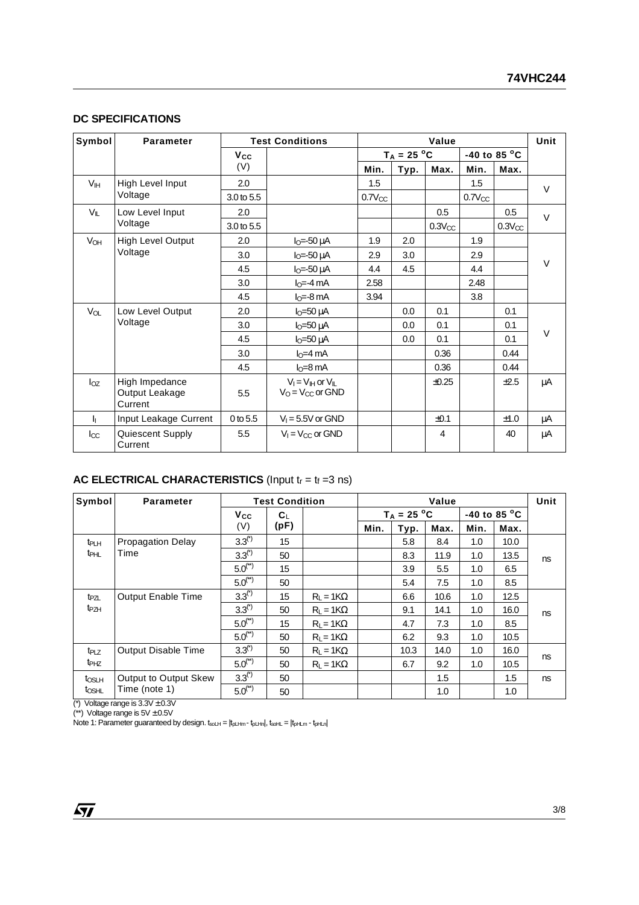## DC SPECIFICATIONS

| Symbol | Parameter | Test Conditions | | Value | | | | | Unit |
|---|---|---|---|---|---|---|---|---|---|
| | | $V_{CC}$ (V) | | $T_A = 25\ ^oC$ | | | -40 to 85 $^oC$ | | |
| | | | | Min. | Typ. | Max. | Min. | Max. | |
| $V_{IH}$ | High Level Input Voltage | 2.0 | | 1.5 | | | 1.5 | | V |
| | | 3.0 to 5.5 | | $0.7V_{CC}$ | | | $0.7V_{CC}$ | | |
| $V_{IL}$ | Low Level Input Voltage | 2.0 | | | | 0.5 | | 0.5 | V |
| | | 3.0 to 5.5 | | | | $0.3V_{CC}$ | | $0.3V_{CC}$ | |
| $V_{OH}$ | High Level Output Voltage | 2.0 | $I_O$=-50 µA | 1.9 | 2.0 | | 1.9 | | V |
| | | 3.0 | $I_O$=-50 µA | 2.9 | 3.0 | | 2.9 | | |
| | | 4.5 | $I_O$=-50 µA | 4.4 | 4.5 | | 4.4 | | |
| | | 3.0 | $I_O$=-4 mA | 2.58 | | | 2.48 | | |
| | | 4.5 | $I_O$=-8 mA | 3.94 | | | 3.8 | | |
| $V_{OL}$ | Low Level Output Voltage | 2.0 | $I_O$=50 µA | | 0.0 | 0.1 | | 0.1 | V |
| | | 3.0 | $I_O$=50 µA | | 0.0 | 0.1 | | 0.1 | |
| | | 4.5 | $I_O$=50 µA | | 0.0 | 0.1 | | 0.1 | |
| | | 3.0 | $I_O$=4 mA | | | 0.36 | | 0.44 | |
| | | 4.5 | $I_O$=8 mA | | | 0.36 | | 0.44 | |
| $I_{OZ}$ | High Impedance Output Leakage Current | 5.5 | $V_I = V_{IH}$ or $V_{IL}$ $V_O = V_{CC}$ or GND | | | ±0.25 | | ±2.5 | µA |
| $I_I$ | Input Leakage Current | 0 to 5.5 | $V_I$ = 5.5V or GND | | | ±0.1 | | ±1.0 | µA |
| $I_{CC}$ | Quiescent Supply Current | 5.5 | $V_I = V_{CC}$ or GND | | | 4 | | 40 | µA |

## AC ELECTRICAL CHARACTERISTICS (Input $t_r = t_f$ =3 ns)

| Symbol | Parameter | Test Condition | | | Value | | | | | Unit |
|---|---|---|---|---|---|---|---|---|---|---|
| | | $V_{CC}$ (V) | $C_L$ (pF) | | $T_A = 25\ ^oC$ | | | -40 to 85 $^oC$ | | |
| | | | | | Min. | Typ. | Max. | Min. | Max. | |
| $t_{PLH}$ $t_{PHL}$ | Propagation Delay Time | 3.3(*) | 15 | | | 5.8 | 8.4 | 1.0 | 10.0 | ns |
| | | 3.3(*) | 50 | | | 8.3 | 11.9 | 1.0 | 13.5 | |
| | | 5.0(**) | 15 | | | 3.9 | 5.5 | 1.0 | 6.5 | |
| | | 5.0(**) | 50 | | | 5.4 | 7.5 | 1.0 | 8.5 | |
| $t_{PZL}$ $t_{PZH}$ | Output Enable Time | 3.3(*) | 15 | $R_L$ = 1KΩ | | 6.6 | 10.6 | 1.0 | 12.5 | ns |
| | | 3.3(*) | 50 | $R_L$ = 1KΩ | | 9.1 | 14.1 | 1.0 | 16.0 | |
| | | 5.0(**) | 15 | $R_L$ = 1KΩ | | 4.7 | 7.3 | 1.0 | 8.5 | |
| | | 5.0(**) | 50 | $R_L$ = 1KΩ | | 6.2 | 9.3 | 1.0 | 10.5 | |
| $t_{PLZ}$ $t_{PHZ}$ | Output Disable Time | 3.3(*) | 50 | $R_L$ = 1KΩ | | 10.3 | 14.0 | 1.0 | 16.0 | ns |
| | | 5.0(**) | 50 | $R_L$ = 1KΩ | | 6.7 | 9.2 | 1.0 | 10.5 | |
| $t_{OSLH}$ $t_{OSHL}$ | Output to Output Skew Time (note 1) | 3.3(*) | 50 | | | | 1.5 | | 1.5 | ns |
| | | 5.0(**) | 50 | | | | 1.0 | | 1.0 | |

(*) Voltage range is 3.3V ± 0.3V
(**) Voltage range is 5V ± 0.5V
Note 1: Parameter guaranteed by design. $t_{soLH} = |t_{pLHm} - t_{pLHn}|$, $t_{soHL} = |t_{pHLm} - t_{pHLn}|$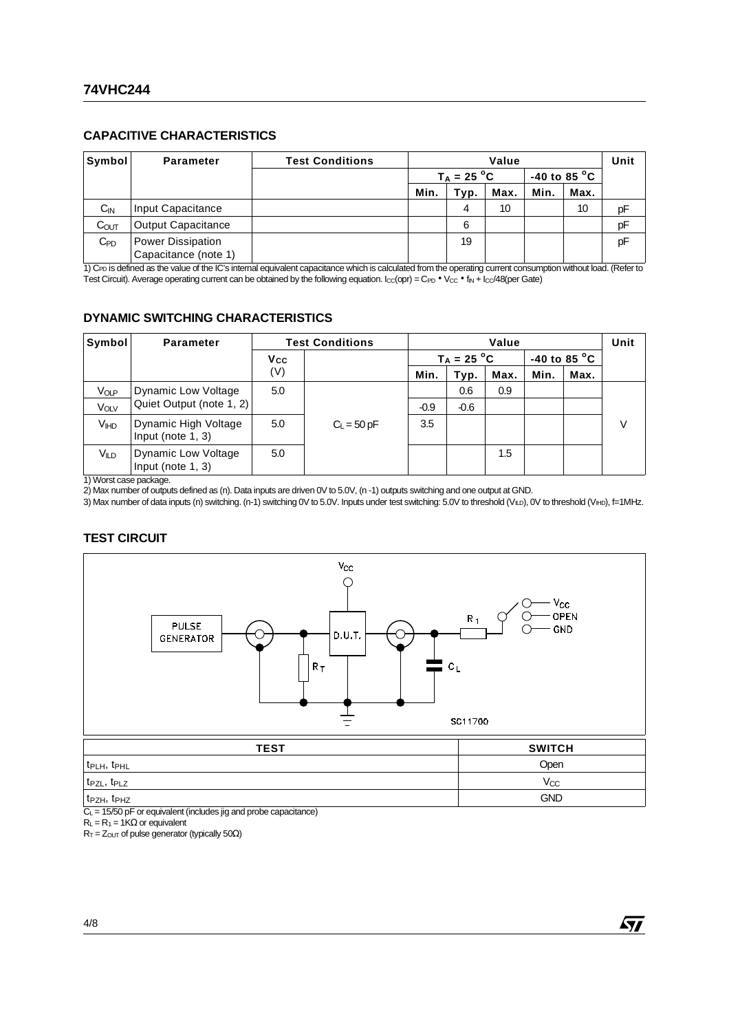## CAPACITIVE CHARACTERISTICS

| Symbol | Parameter | Test Conditions | Value | | | | | Unit |
|---|---|---|---|---|---|---|---|---|
| | | | $T_A$ = 25 °C | | | -40 to 85 °C | | |
| | | | Min. | Typ. | Max. | Min. | Max. | |
| $C_{IN}$ | Input Capacitance | | | 4 | 10 | | 10 | pF |
| $C_{OUT}$ | Output Capacitance | | | 6 | | | | pF |
| $C_{PD}$ | Power Dissipation Capacitance (note 1) | | | 19 | | | | pF |

1) $C_{PD}$ is defined as the value of the IC's internal equivalent capacitance which is calculated from the operating current consumption without load. (Refer to Test Circuit). Average operating current can be obtained by the following equation. $I_{CC}(opr) = C_{PD} \bullet V_{CC} \bullet f_{IN} + I_{CC}/48$(per Gate)

## DYNAMIC SWITCHING CHARACTERISTICS

| Symbol | Parameter | Test Conditions | | Value | | | | | Unit |
|---|---|---|---|---|---|---|---|---|---|
| | | $V_{CC}$ (V) | | $T_A$ = 25 °C | | | -40 to 85 °C | | |
| | | | | Min. | Typ. | Max. | Min. | Max. | |
| $V_{OLP}$ | Dynamic Low Voltage Quiet Output (note 1, 2) | 5.0 | $C_L$ = 50 pF | | 0.6 | 0.9 | | | V |
| $V_{OLV}$ | | | | -0.9 | -0.6 | | | | |
| $V_{IHD}$ | Dynamic High Voltage Input (note 1, 3) | 5.0 | | 3.5 | | | | | |
| $V_{ILD}$ | Dynamic Low Voltage Input (note 1, 3) | 5.0 | | | | 1.5 | | | |

1) Worst case package.
2) Max number of outputs defined as (n). Data inputs are driven 0V to 5.0V, (n -1) outputs switching and one output at GND.
3) Max number of data inputs (n) switching. (n-1) switching 0V to 5.0V. Inputs under test switching: 5.0V to threshold ($V_{ILD}$), 0V to threshold ($V_{IHD}$), f=1MHz.

## TEST CIRCUIT

| TEST | SWITCH |
|---|---|
| $t_{PLH}$, $t_{PHL}$ | Open |
| $t_{PZL}$, $t_{PLZ}$ | $V_{CC}$ |
| $t_{PZH}$, $t_{PHZ}$ | GND |

$C_L$ = 15/50 pF or equivalent (includes jig and probe capacitance)
$R_L = R_1$ = 1KΩ or equivalent
$R_T = Z_{OUT}$ of pulse generator (typically 50Ω)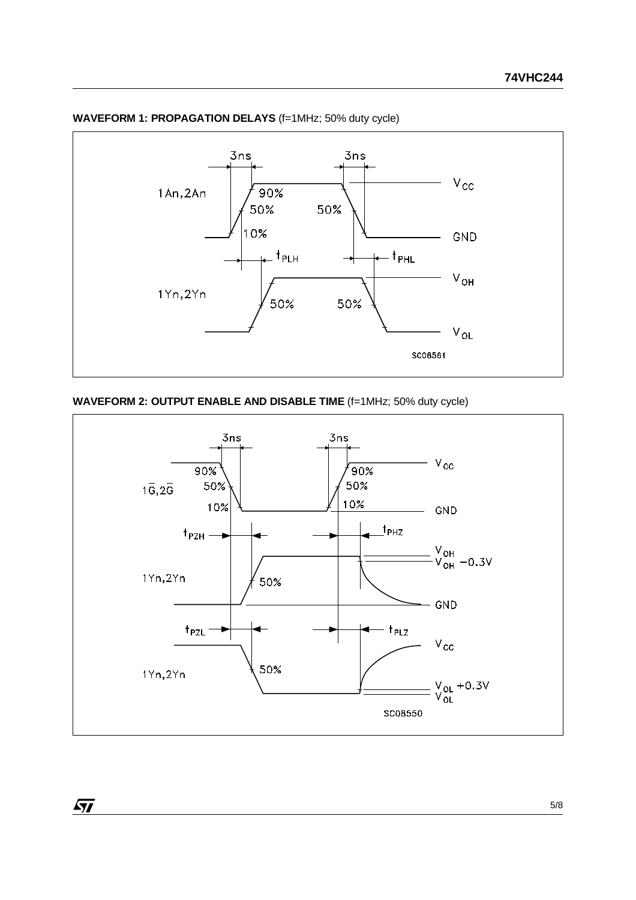**WAVEFORM 1: PROPAGATION DELAYS** (f=1MHz; 50% duty cycle)

**WAVEFORM 2: OUTPUT ENABLE AND DISABLE TIME** (f=1MHz; 50% duty cycle)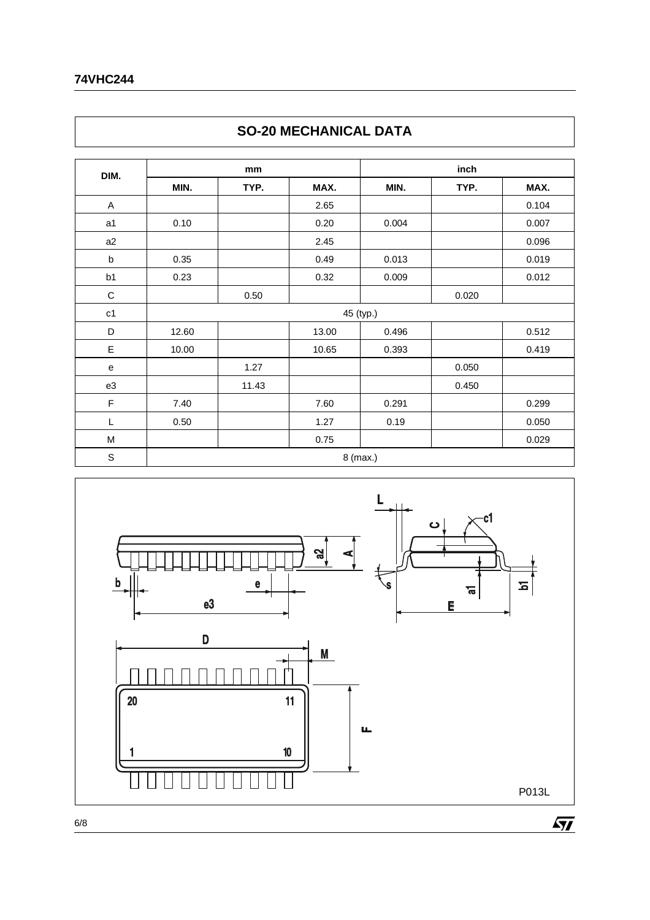## SO-20 MECHANICAL DATA

| DIM. | mm | | | inch | | |
|---|---|---|---|---|---|---|
| | MIN. | TYP. | MAX. | MIN. | TYP. | MAX. |
| A | | | 2.65 | | | 0.104 |
| a1 | 0.10 | | 0.20 | 0.004 | | 0.007 |
| a2 | | | 2.45 | | | 0.096 |
| b | 0.35 | | 0.49 | 0.013 | | 0.019 |
| b1 | 0.23 | | 0.32 | 0.009 | | 0.012 |
| C | | 0.50 | | | 0.020 | |
| c1 | 45 (typ.) | | | | | |
| D | 12.60 | | 13.00 | 0.496 | | 0.512 |
| E | 10.00 | | 10.65 | 0.393 | | 0.419 |
| e | | 1.27 | | | 0.050 | |
| e3 | | 11.43 | | | 0.450 | |
| F | 7.40 | | 7.60 | 0.291 | | 0.299 |
| L | 0.50 | | 1.27 | 0.19 | | 0.050 |
| M | | | 0.75 | | | 0.029 |
| S | 8 (max.) | | | | | |

P013L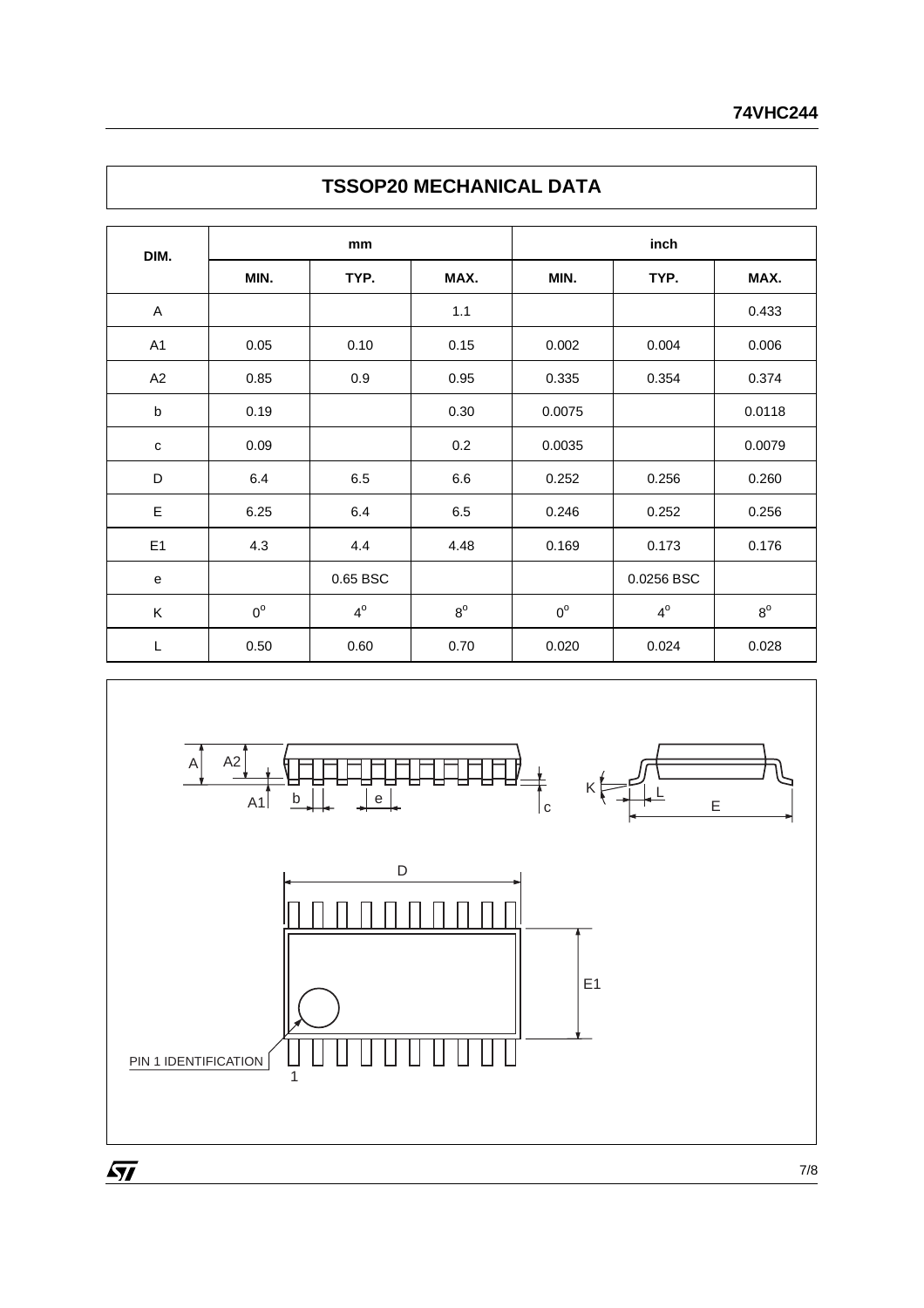## TSSOP20 MECHANICAL DATA

| DIM. | mm | | | inch | | |
|---|---|---|---|---|---|---|
| | MIN. | TYP. | MAX. | MIN. | TYP. | MAX. |
| A | | | 1.1 | | | 0.433 |
| A1 | 0.05 | 0.10 | 0.15 | 0.002 | 0.004 | 0.006 |
| A2 | 0.85 | 0.9 | 0.95 | 0.335 | 0.354 | 0.374 |
| b | 0.19 | | 0.30 | 0.0075 | | 0.0118 |
| c | 0.09 | | 0.2 | 0.0035 | | 0.0079 |
| D | 6.4 | 6.5 | 6.6 | 0.252 | 0.256 | 0.260 |
| E | 6.25 | 6.4 | 6.5 | 0.246 | 0.252 | 0.256 |
| E1 | 4.3 | 4.4 | 4.48 | 0.169 | 0.173 | 0.176 |
| e | | 0.65 BSC | | | 0.0256 BSC | |
| K | 0° | 4° | 8° | 0° | 4° | 8° |
| L | 0.50 | 0.60 | 0.70 | 0.020 | 0.024 | 0.028 |

A A2 A1 b e c K L E D E1

PIN 1 IDENTIFICATION

1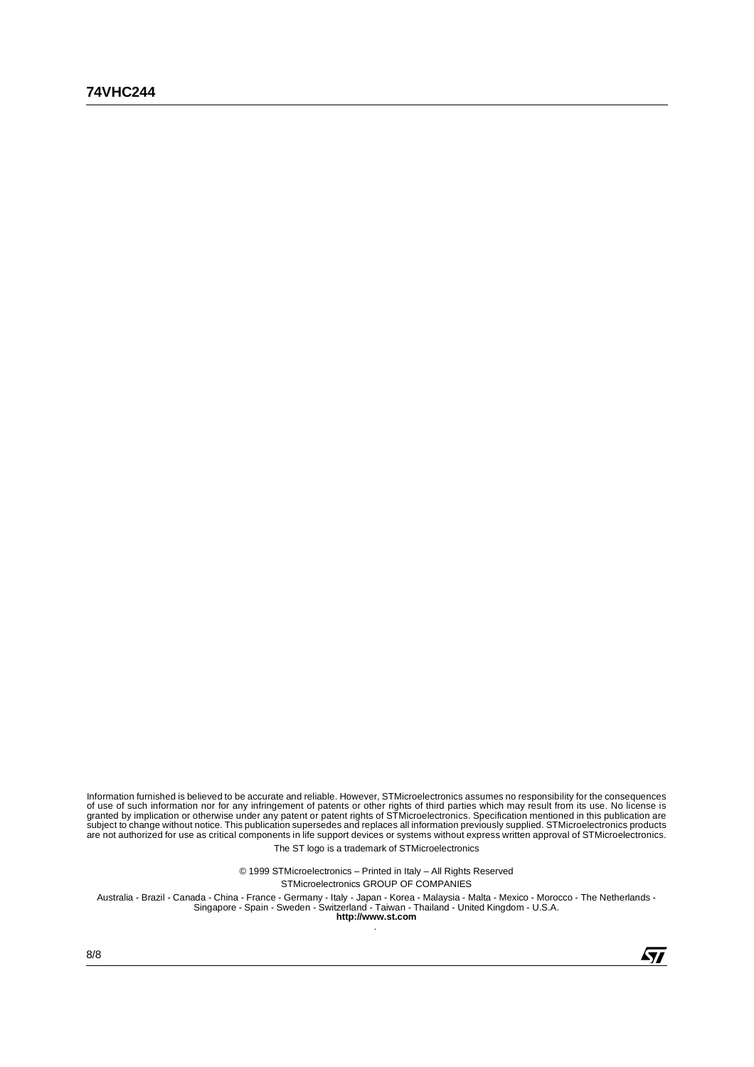Information furnished is believed to be accurate and reliable. However, STMicroelectronics assumes no responsibility for the consequences of use of such information nor for any infringement of patents or other rights of third parties which may result from its use. No license is granted by implication or otherwise under any patent or patent rights of STMicroelectronics. Specification mentioned in this publication are subject to change without notice. This publication supersedes and replaces all information previously supplied. STMicroelectronics products are not authorized for use as critical components in life support devices or systems without express written approval of STMicroelectronics.

The ST logo is a trademark of STMicroelectronics

© 1999 STMicroelectronics – Printed in Italy – All Rights Reserved

STMicroelectronics GROUP OF COMPANIES

Australia - Brazil - Canada - China - France - Germany - Italy - Japan - Korea - Malaysia - Malta - Mexico - Morocco - The Netherlands - Singapore - Spain - Sweden - Switzerland - Taiwan - Thailand - United Kingdom - U.S.A.

**http://www.st.com**